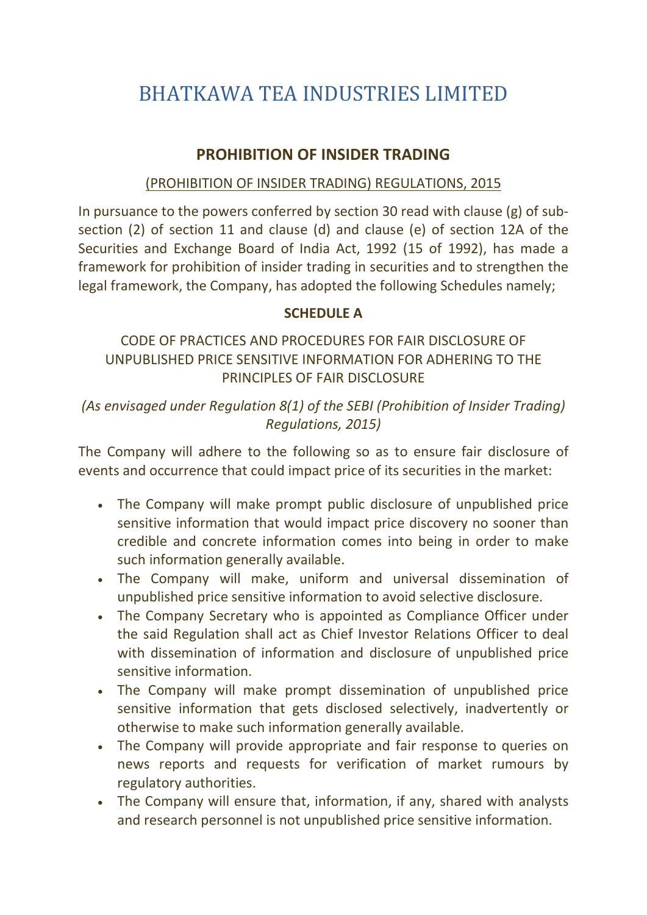# BHATKAWA TEA INDUSTRIES LIMITED

## PROHIBITION OF INSIDER TRADING

(PROHIBITION OF INSIDER TRADING) REGULATIONS, 2015

In pursuance to the powers conferred by section 30 read with clause (g) of sub-section (2) of section 11 and clause (d) and clause (e) of section 12A of the Securities and Exchange Board of India Act, 1992 (15 of 1992), has made a framework for prohibition of insider trading in securities and to strengthen the legal framework, the Company, has adopted the following Schedules namely;

### SCHEDULE A

CODE OF PRACTICES AND PROCEDURES FOR FAIR DISCLOSURE OF UNPUBLISHED PRICE SENSITIVE INFORMATION FOR ADHERING TO THE PRINCIPLES OF FAIR DISCLOSURE

*(As envisaged under Regulation 8(1) of the SEBI (Prohibition of Insider Trading) Regulations, 2015)*

The Company will adhere to the following so as to ensure fair disclosure of events and occurrence that could impact price of its securities in the market:

- The Company will make prompt public disclosure of unpublished price sensitive information that would impact price discovery no sooner than credible and concrete information comes into being in order to make such information generally available.
- The Company will make, uniform and universal dissemination of unpublished price sensitive information to avoid selective disclosure.
- The Company Secretary who is appointed as Compliance Officer under the said Regulation shall act as Chief Investor Relations Officer to deal with dissemination of information and disclosure of unpublished price sensitive information.
- The Company will make prompt dissemination of unpublished price sensitive information that gets disclosed selectively, inadvertently or otherwise to make such information generally available.
- The Company will provide appropriate and fair response to queries on news reports and requests for verification of market rumours by regulatory authorities.
- The Company will ensure that, information, if any, shared with analysts and research personnel is not unpublished price sensitive information.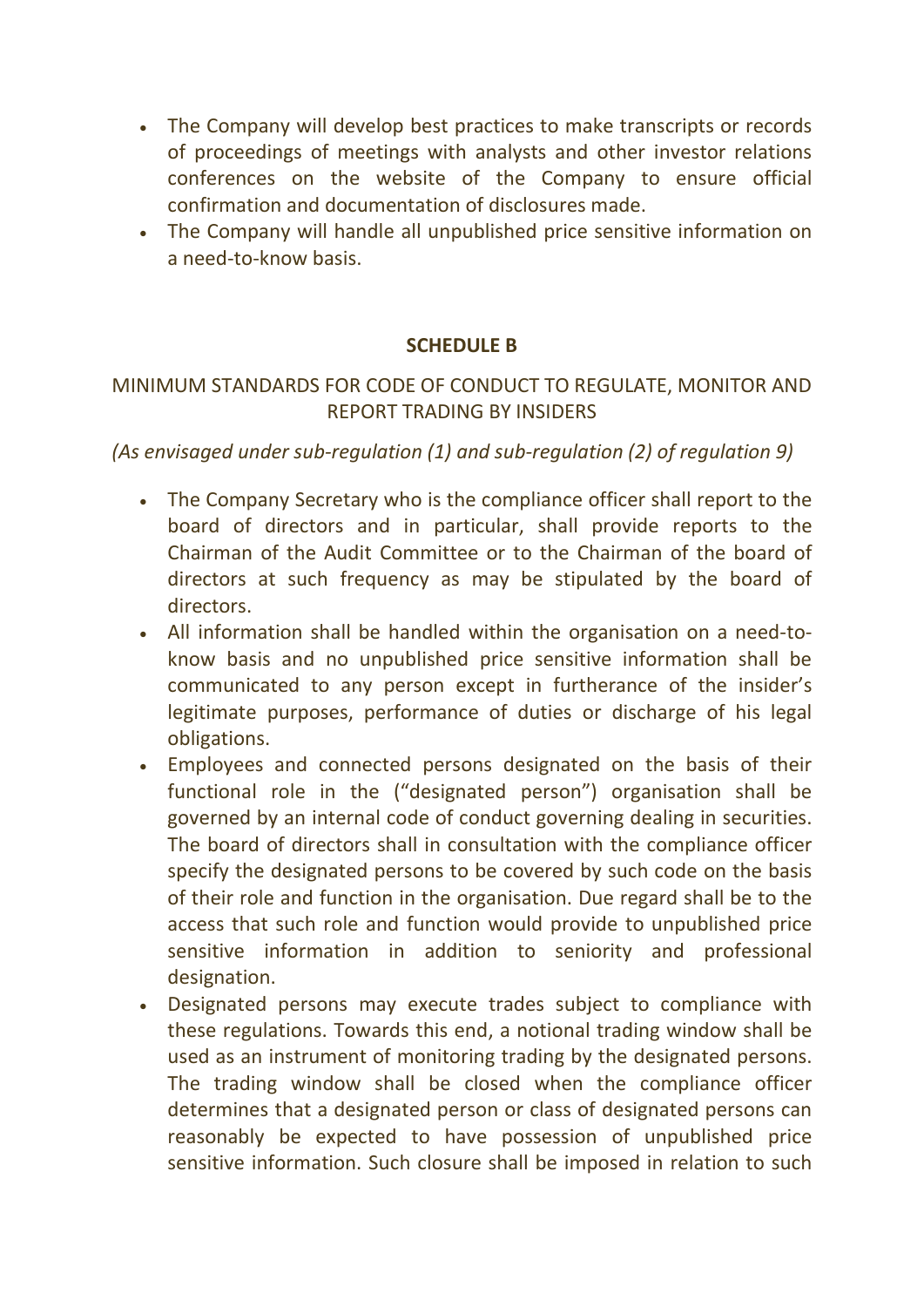- The Company will develop best practices to make transcripts or records of proceedings of meetings with analysts and other investor relations conferences on the website of the Company to ensure official confirmation and documentation of disclosures made.
- The Company will handle all unpublished price sensitive information on a need-to-know basis.

## SCHEDULE B

MINIMUM STANDARDS FOR CODE OF CONDUCT TO REGULATE, MONITOR AND REPORT TRADING BY INSIDERS

*(As envisaged under sub-regulation (1) and sub-regulation (2) of regulation 9)*

- The Company Secretary who is the compliance officer shall report to the board of directors and in particular, shall provide reports to the Chairman of the Audit Committee or to the Chairman of the board of directors at such frequency as may be stipulated by the board of directors.
- All information shall be handled within the organisation on a need-to-know basis and no unpublished price sensitive information shall be communicated to any person except in furtherance of the insider's legitimate purposes, performance of duties or discharge of his legal obligations.
- Employees and connected persons designated on the basis of their functional role in the ("designated person") organisation shall be governed by an internal code of conduct governing dealing in securities. The board of directors shall in consultation with the compliance officer specify the designated persons to be covered by such code on the basis of their role and function in the organisation. Due regard shall be to the access that such role and function would provide to unpublished price sensitive information in addition to seniority and professional designation.
- Designated persons may execute trades subject to compliance with these regulations. Towards this end, a notional trading window shall be used as an instrument of monitoring trading by the designated persons. The trading window shall be closed when the compliance officer determines that a designated person or class of designated persons can reasonably be expected to have possession of unpublished price sensitive information. Such closure shall be imposed in relation to such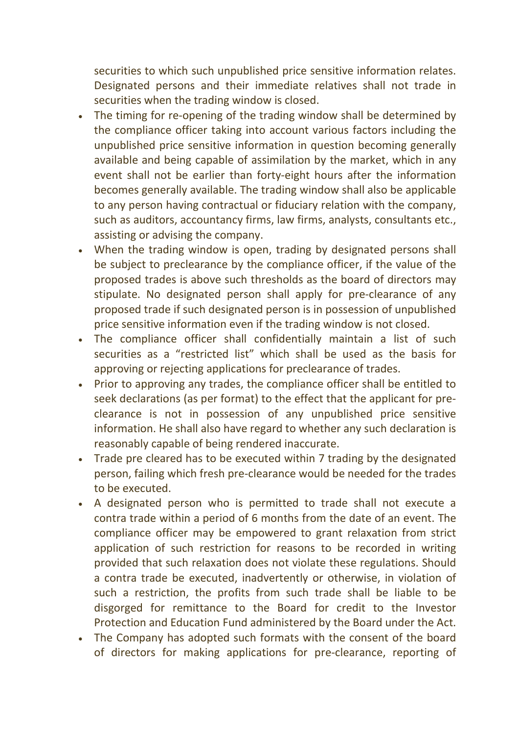securities to which such unpublished price sensitive information relates. Designated persons and their immediate relatives shall not trade in securities when the trading window is closed.

- The timing for re-opening of the trading window shall be determined by the compliance officer taking into account various factors including the unpublished price sensitive information in question becoming generally available and being capable of assimilation by the market, which in any event shall not be earlier than forty-eight hours after the information becomes generally available. The trading window shall also be applicable to any person having contractual or fiduciary relation with the company, such as auditors, accountancy firms, law firms, analysts, consultants etc., assisting or advising the company.
- When the trading window is open, trading by designated persons shall be subject to preclearance by the compliance officer, if the value of the proposed trades is above such thresholds as the board of directors may stipulate. No designated person shall apply for pre-clearance of any proposed trade if such designated person is in possession of unpublished price sensitive information even if the trading window is not closed.
- The compliance officer shall confidentially maintain a list of such securities as a "restricted list" which shall be used as the basis for approving or rejecting applications for preclearance of trades.
- Prior to approving any trades, the compliance officer shall be entitled to seek declarations (as per format) to the effect that the applicant for pre-clearance is not in possession of any unpublished price sensitive information. He shall also have regard to whether any such declaration is reasonably capable of being rendered inaccurate.
- Trade pre cleared has to be executed within 7 trading by the designated person, failing which fresh pre-clearance would be needed for the trades to be executed.
- A designated person who is permitted to trade shall not execute a contra trade within a period of 6 months from the date of an event. The compliance officer may be empowered to grant relaxation from strict application of such restriction for reasons to be recorded in writing provided that such relaxation does not violate these regulations. Should a contra trade be executed, inadvertently or otherwise, in violation of such a restriction, the profits from such trade shall be liable to be disgorged for remittance to the Board for credit to the Investor Protection and Education Fund administered by the Board under the Act.
- The Company has adopted such formats with the consent of the board of directors for making applications for pre-clearance, reporting of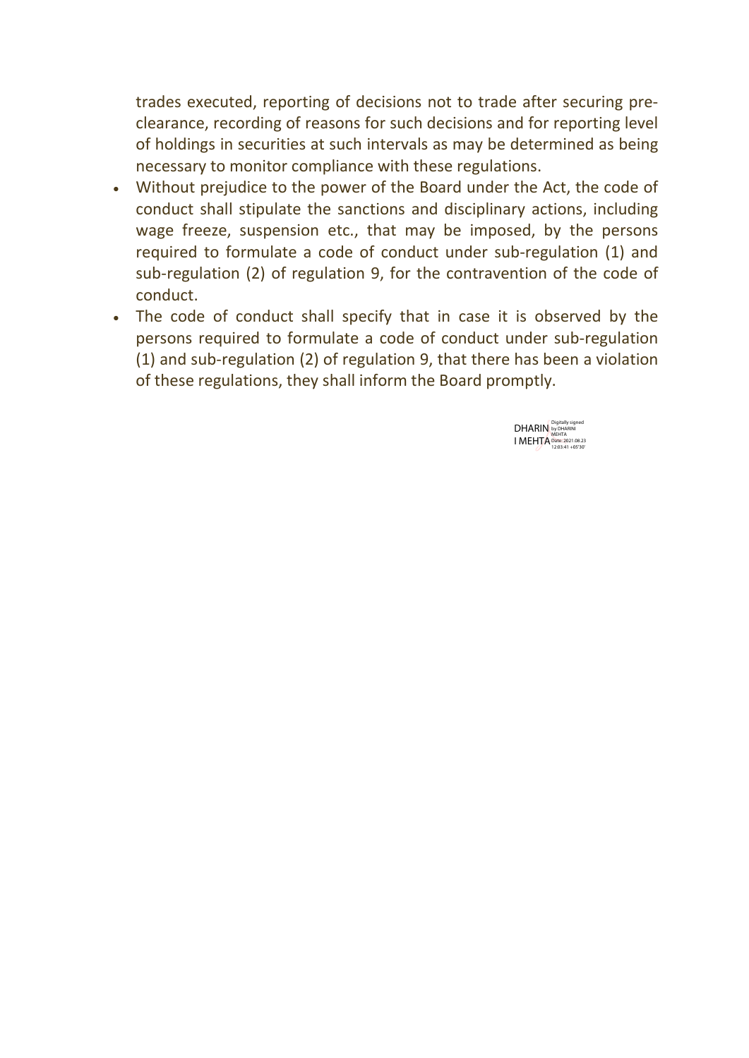trades executed, reporting of decisions not to trade after securing pre-clearance, recording of reasons for such decisions and for reporting level of holdings in securities at such intervals as may be determined as being necessary to monitor compliance with these regulations.

- Without prejudice to the power of the Board under the Act, the code of conduct shall stipulate the sanctions and disciplinary actions, including wage freeze, suspension etc., that may be imposed, by the persons required to formulate a code of conduct under sub-regulation (1) and sub-regulation (2) of regulation 9, for the contravention of the code of conduct.
- The code of conduct shall specify that in case it is observed by the persons required to formulate a code of conduct under sub-regulation (1) and sub-regulation (2) of regulation 9, that there has been a violation of these regulations, they shall inform the Board promptly.

DHARINI MEHTA Digitally signed by DHARINI MEHTA Date: 2021.08.23 12:03:41 +05'30'